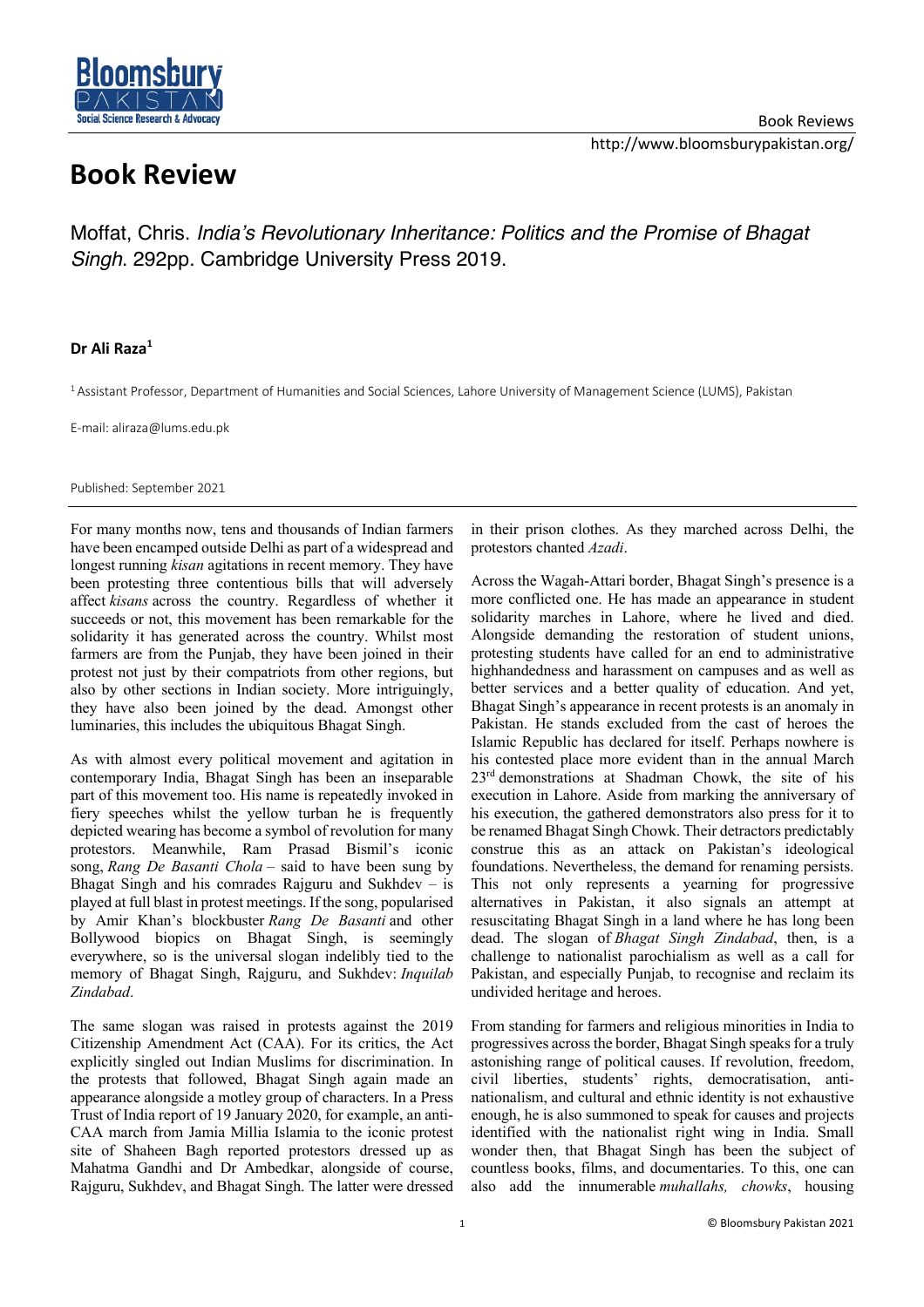# Book Review

Moffat, Chris. *India's Revolutionary Inheritance: Politics and the Promise of Bhagat Singh*. 292pp. Cambridge University Press 2019.

**Dr Ali Raza**[1]

[1] Assistant Professor, Department of Humanities and Social Sciences, Lahore University of Management Science (LUMS), Pakistan

E-mail: aliraza@lums.edu.pk

Published: September 2021

---

For many months now, tens and thousands of Indian farmers have been encamped outside Delhi as part of a widespread and longest running *kisan* agitations in recent memory. They have been protesting three contentious bills that will adversely affect *kisans* across the country. Regardless of whether it succeeds or not, this movement has been remarkable for the solidarity it has generated across the country. Whilst most farmers are from the Punjab, they have been joined in their protest not just by their compatriots from other regions, but also by other sections in Indian society. More intriguingly, they have also been joined by the dead. Amongst other luminaries, this includes the ubiquitous Bhagat Singh.

As with almost every political movement and agitation in contemporary India, Bhagat Singh has been an inseparable part of this movement too. His name is repeatedly invoked in fiery speeches whilst the yellow turban he is frequently depicted wearing has become a symbol of revolution for many protestors. Meanwhile, Ram Prasad Bismil's iconic song, *Rang De Basanti Chola* – said to have been sung by Bhagat Singh and his comrades Rajguru and Sukhdev – is played at full blast in protest meetings. If the song, popularised by Amir Khan's blockbuster *Rang De Basanti* and other Bollywood biopics on Bhagat Singh, is seemingly everywhere, so is the universal slogan indelibly tied to the memory of Bhagat Singh, Rajguru, and Sukhdev: *Inquilab Zindabad*.

The same slogan was raised in protests against the 2019 Citizenship Amendment Act (CAA). For its critics, the Act explicitly singled out Indian Muslims for discrimination. In the protests that followed, Bhagat Singh again made an appearance alongside a motley group of characters. In a Press Trust of India report of 19 January 2020, for example, an anti-CAA march from Jamia Millia Islamia to the iconic protest site of Shaheen Bagh reported protestors dressed up as Mahatma Gandhi and Dr Ambedkar, alongside of course, Rajguru, Sukhdev, and Bhagat Singh. The latter were dressed in their prison clothes. As they marched across Delhi, the protestors chanted *Azadi*.

Across the Wagah-Attari border, Bhagat Singh's presence is a more conflicted one. He has made an appearance in student solidarity marches in Lahore, where he lived and died. Alongside demanding the restoration of student unions, protesting students have called for an end to administrative highhandedness and harassment on campuses and as well as better services and a better quality of education. And yet, Bhagat Singh's appearance in recent protests is an anomaly in Pakistan. He stands excluded from the cast of heroes the Islamic Republic has declared for itself. Perhaps nowhere is his contested place more evident than in the annual March 23rd demonstrations at Shadman Chowk, the site of his execution in Lahore. Aside from marking the anniversary of his execution, the gathered demonstrators also press for it to be renamed Bhagat Singh Chowk. Their detractors predictably construe this as an attack on Pakistan's ideological foundations. Nevertheless, the demand for renaming persists. This not only represents a yearning for progressive alternatives in Pakistan, it also signals an attempt at resuscitating Bhagat Singh in a land where he has long been dead. The slogan of *Bhagat Singh Zindabad*, then, is a challenge to nationalist parochialism as well as a call for Pakistan, and especially Punjab, to recognise and reclaim its undivided heritage and heroes.

From standing for farmers and religious minorities in India to progressives across the border, Bhagat Singh speaks for a truly astonishing range of political causes. If revolution, freedom, civil liberties, students' rights, democratisation, anti-nationalism, and cultural and ethnic identity is not exhaustive enough, he is also summoned to speak for causes and projects identified with the nationalist right wing in India. Small wonder then, that Bhagat Singh has been the subject of countless books, films, and documentaries. To this, one can also add the innumerable *muhallahs, chowks*, housing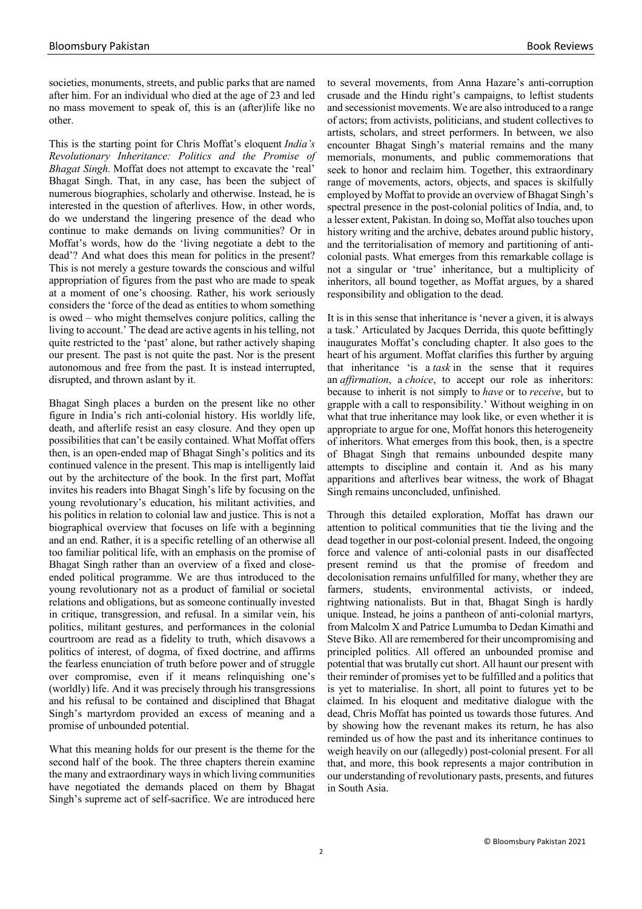societies, monuments, streets, and public parks that are named after him. For an individual who died at the age of 23 and led no mass movement to speak of, this is an (after)life like no other.

This is the starting point for Chris Moffat's eloquent *India's Revolutionary Inheritance: Politics and the Promise of Bhagat Singh.* Moffat does not attempt to excavate the 'real' Bhagat Singh. That, in any case, has been the subject of numerous biographies, scholarly and otherwise. Instead, he is interested in the question of afterlives. How, in other words, do we understand the lingering presence of the dead who continue to make demands on living communities? Or in Moffat's words, how do the 'living negotiate a debt to the dead'? And what does this mean for politics in the present? This is not merely a gesture towards the conscious and wilful appropriation of figures from the past who are made to speak at a moment of one's choosing. Rather, his work seriously considers the 'force of the dead as entities to whom something is owed – who might themselves conjure politics, calling the living to account.' The dead are active agents in his telling, not quite restricted to the 'past' alone, but rather actively shaping our present. The past is not quite the past. Nor is the present autonomous and free from the past. It is instead interrupted, disrupted, and thrown aslant by it.

Bhagat Singh places a burden on the present like no other figure in India's rich anti-colonial history. His worldly life, death, and afterlife resist an easy closure. And they open up possibilities that can't be easily contained. What Moffat offers then, is an open-ended map of Bhagat Singh's politics and its continued valence in the present. This map is intelligently laid out by the architecture of the book. In the first part, Moffat invites his readers into Bhagat Singh's life by focusing on the young revolutionary's education, his militant activities, and his politics in relation to colonial law and justice. This is not a biographical overview that focuses on life with a beginning and an end. Rather, it is a specific retelling of an otherwise all too familiar political life, with an emphasis on the promise of Bhagat Singh rather than an overview of a fixed and close-ended political programme. We are thus introduced to the young revolutionary not as a product of familial or societal relations and obligations, but as someone continually invested in critique, transgression, and refusal. In a similar vein, his politics, militant gestures, and performances in the colonial courtroom are read as a fidelity to truth, which disavows a politics of interest, of dogma, of fixed doctrine, and affirms the fearless enunciation of truth before power and of struggle over compromise, even if it means relinquishing one's (worldly) life. And it was precisely through his transgressions and his refusal to be contained and disciplined that Bhagat Singh's martyrdom provided an excess of meaning and a promise of unbounded potential.

What this meaning holds for our present is the theme for the second half of the book. The three chapters therein examine the many and extraordinary ways in which living communities have negotiated the demands placed on them by Bhagat Singh's supreme act of self-sacrifice. We are introduced here to several movements, from Anna Hazare's anti-corruption crusade and the Hindu right's campaigns, to leftist students and secessionist movements. We are also introduced to a range of actors; from activists, politicians, and student collectives to artists, scholars, and street performers. In between, we also encounter Bhagat Singh's material remains and the many memorials, monuments, and public commemorations that seek to honor and reclaim him. Together, this extraordinary range of movements, actors, objects, and spaces is skilfully employed by Moffat to provide an overview of Bhagat Singh's spectral presence in the post-colonial politics of India, and, to a lesser extent, Pakistan. In doing so, Moffat also touches upon history writing and the archive, debates around public history, and the territorialisation of memory and partitioning of anti-colonial pasts. What emerges from this remarkable collage is not a singular or 'true' inheritance, but a multiplicity of inheritors, all bound together, as Moffat argues, by a shared responsibility and obligation to the dead.

It is in this sense that inheritance is 'never a given, it is always a task.' Articulated by Jacques Derrida, this quote befittingly inaugurates Moffat's concluding chapter. It also goes to the heart of his argument. Moffat clarifies this further by arguing that inheritance 'is a *task* in the sense that it requires an *affirmation*, a *choice*, to accept our role as inheritors: because to inherit is not simply to *have* or to *receive*, but to grapple with a call to responsibility.' Without weighing in on what that true inheritance may look like, or even whether it is appropriate to argue for one, Moffat honors this heterogeneity of inheritors. What emerges from this book, then, is a spectre of Bhagat Singh that remains unbounded despite many attempts to discipline and contain it. And as his many apparitions and afterlives bear witness, the work of Bhagat Singh remains unconcluded, unfinished.

Through this detailed exploration, Moffat has drawn our attention to political communities that tie the living and the dead together in our post-colonial present. Indeed, the ongoing force and valence of anti-colonial pasts in our disaffected present remind us that the promise of freedom and decolonisation remains unfulfilled for many, whether they are farmers, students, environmental activists, or indeed, rightwing nationalists. But in that, Bhagat Singh is hardly unique. Instead, he joins a pantheon of anti-colonial martyrs, from Malcolm X and Patrice Lumumba to Dedan Kimathi and Steve Biko. All are remembered for their uncompromising and principled politics. All offered an unbounded promise and potential that was brutally cut short. All haunt our present with their reminder of promises yet to be fulfilled and a politics that is yet to materialise. In short, all point to futures yet to be claimed. In his eloquent and meditative dialogue with the dead, Chris Moffat has pointed us towards those futures. And by showing how the revenant makes its return, he has also reminded us of how the past and its inheritance continues to weigh heavily on our (allegedly) post-colonial present. For all that, and more, this book represents a major contribution in our understanding of revolutionary pasts, presents, and futures in South Asia.

© Bloomsbury Pakistan 2021